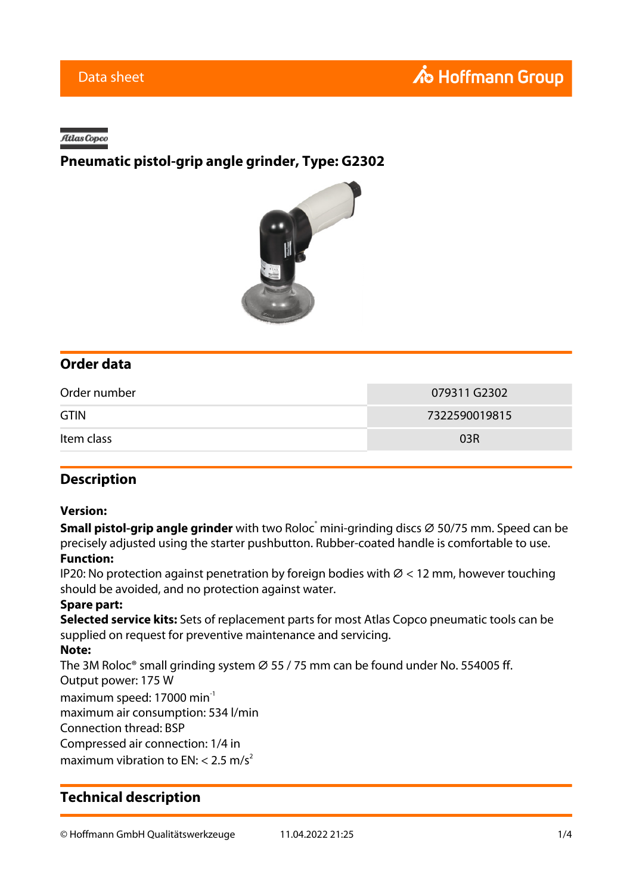Data sheet

Atlas Copco

# Pneumatic pistol-grip angle grinder, Type: G2302

## Order data

| | |
|---|---|
| Order number | 079311 G2302 |
| GTIN | 7322590019815 |
| Item class | 03R |

## Description

**Version:**
**Small pistol-grip angle grinder** with two Roloc® mini-grinding discs Ø 50/75 mm. Speed can be precisely adjusted using the starter pushbutton. Rubber-coated handle is comfortable to use.
**Function:**
IP20: No protection against penetration by foreign bodies with Ø < 12 mm, however touching should be avoided, and no protection against water.
**Spare part:**
**Selected service kits:** Sets of replacement parts for most Atlas Copco pneumatic tools can be supplied on request for preventive maintenance and servicing.
**Note:**
The 3M Roloc® small grinding system Ø 55 / 75 mm can be found under No. 554005 ff.
Output power: 175 W
maximum speed: 17000 $min^{-1}$
maximum air consumption: 534 l/min
Connection thread: BSP
Compressed air connection: 1/4 in
maximum vibration to EN: < 2.5 $m/s^2$

## Technical description

© Hoffmann GmbH Qualitätswerkzeuge 11.04.2022 21:25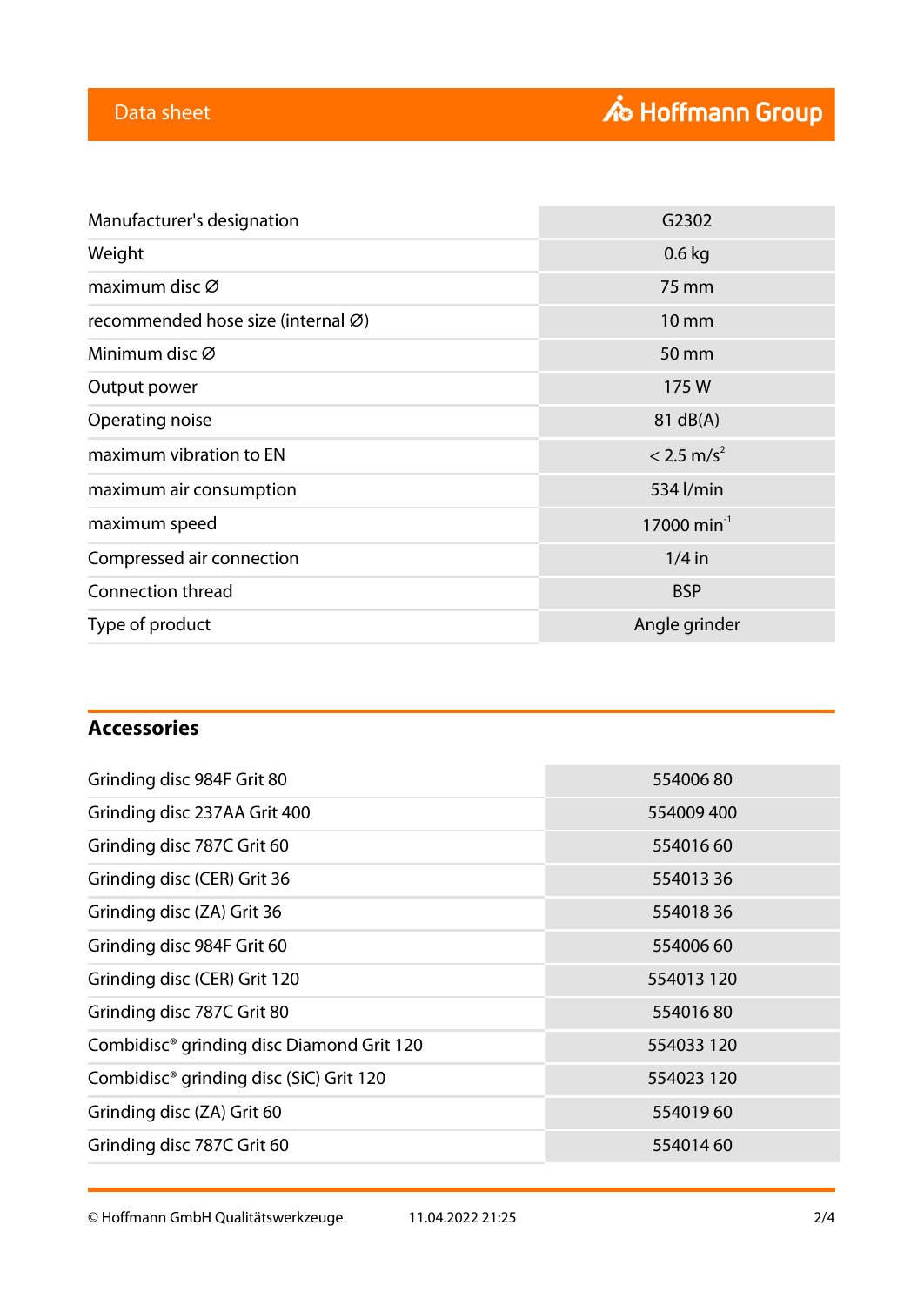Data sheet

| | |
|---|---|
| Manufacturer's designation | G2302 |
| Weight | 0.6 kg |
| maximum disc ∅ | 75 mm |
| recommended hose size (internal ∅) | 10 mm |
| Minimum disc ∅ | 50 mm |
| Output power | 175 W |
| Operating noise | 81 dB(A) |
| maximum vibration to EN | < 2.5 $m/s^2$ |
| maximum air consumption | 534 l/min |
| maximum speed | 17000 $min^{-1}$ |
| Compressed air connection | 1/4 in |
| Connection thread | BSP |
| Type of product | Angle grinder |

## Accessories

| | |
|---|---|
| Grinding disc 984F Grit 80 | 554006 80 |
| Grinding disc 237AA Grit 400 | 554009 400 |
| Grinding disc 787C Grit 60 | 554016 60 |
| Grinding disc (CER) Grit 36 | 554013 36 |
| Grinding disc (ZA) Grit 36 | 554018 36 |
| Grinding disc 984F Grit 60 | 554006 60 |
| Grinding disc (CER) Grit 120 | 554013 120 |
| Grinding disc 787C Grit 80 | 554016 80 |
| Combidisc® grinding disc Diamond Grit 120 | 554033 120 |
| Combidisc® grinding disc (SiC) Grit 120 | 554023 120 |
| Grinding disc (ZA) Grit 60 | 554019 60 |
| Grinding disc 787C Grit 60 | 554014 60 |

© Hoffmann GmbH Qualitätswerkzeuge 11.04.2022 21:25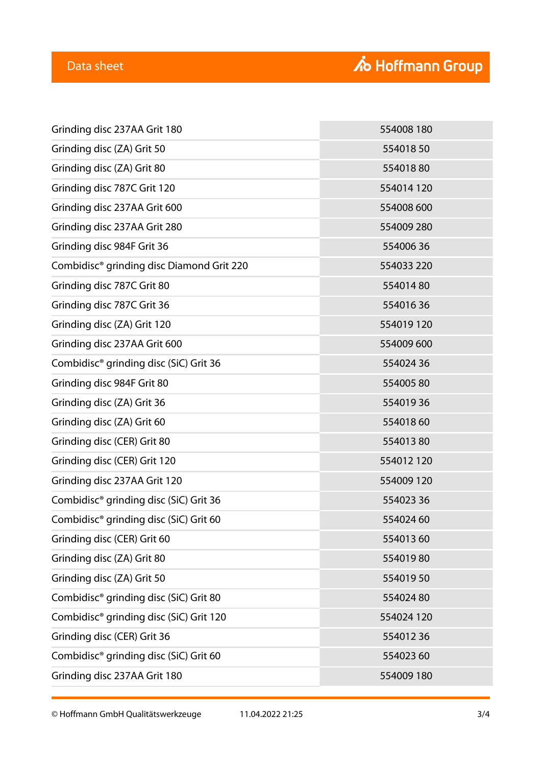| | |
|---|---|
| Grinding disc 237AA Grit 180 | 554008 180 |
| Grinding disc (ZA) Grit 50 | 554018 50 |
| Grinding disc (ZA) Grit 80 | 554018 80 |
| Grinding disc 787C Grit 120 | 554014 120 |
| Grinding disc 237AA Grit 600 | 554008 600 |
| Grinding disc 237AA Grit 280 | 554009 280 |
| Grinding disc 984F Grit 36 | 554006 36 |
| Combidisc® grinding disc Diamond Grit 220 | 554033 220 |
| Grinding disc 787C Grit 80 | 554014 80 |
| Grinding disc 787C Grit 36 | 554016 36 |
| Grinding disc (ZA) Grit 120 | 554019 120 |
| Grinding disc 237AA Grit 600 | 554009 600 |
| Combidisc® grinding disc (SiC) Grit 36 | 554024 36 |
| Grinding disc 984F Grit 80 | 554005 80 |
| Grinding disc (ZA) Grit 36 | 554019 36 |
| Grinding disc (ZA) Grit 60 | 554018 60 |
| Grinding disc (CER) Grit 80 | 554013 80 |
| Grinding disc (CER) Grit 120 | 554012 120 |
| Grinding disc 237AA Grit 120 | 554009 120 |
| Combidisc® grinding disc (SiC) Grit 36 | 554023 36 |
| Combidisc® grinding disc (SiC) Grit 60 | 554024 60 |
| Grinding disc (CER) Grit 60 | 554013 60 |
| Grinding disc (ZA) Grit 80 | 554019 80 |
| Grinding disc (ZA) Grit 50 | 554019 50 |
| Combidisc® grinding disc (SiC) Grit 80 | 554024 80 |
| Combidisc® grinding disc (SiC) Grit 120 | 554024 120 |
| Grinding disc (CER) Grit 36 | 554012 36 |
| Combidisc® grinding disc (SiC) Grit 60 | 554023 60 |
| Grinding disc 237AA Grit 180 | 554009 180 |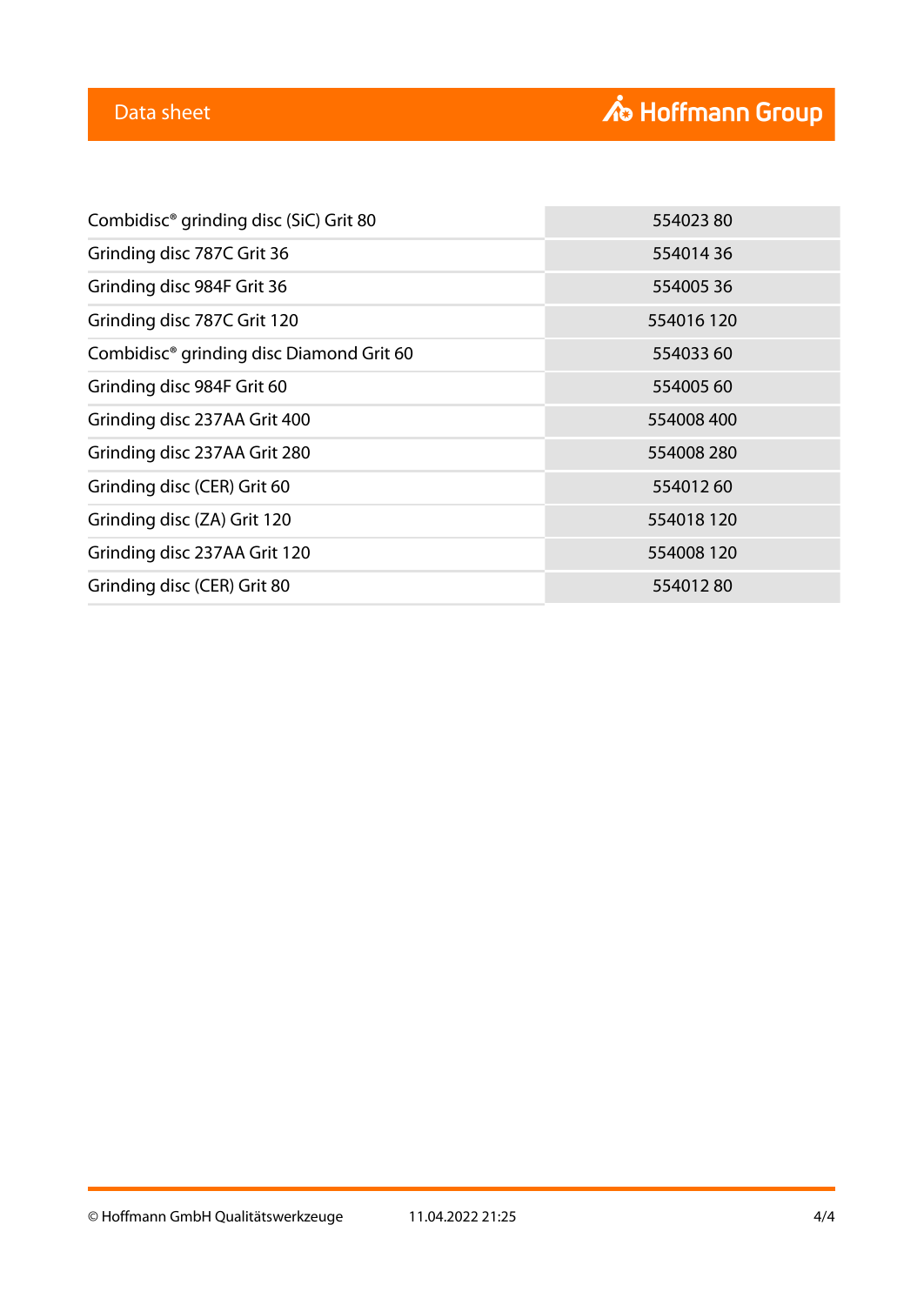| | |
|---|---|
| Combidisc® grinding disc (SiC) Grit 80 | 554023 80 |
| Grinding disc 787C Grit 36 | 554014 36 |
| Grinding disc 984F Grit 36 | 554005 36 |
| Grinding disc 787C Grit 120 | 554016 120 |
| Combidisc® grinding disc Diamond Grit 60 | 554033 60 |
| Grinding disc 984F Grit 60 | 554005 60 |
| Grinding disc 237AA Grit 400 | 554008 400 |
| Grinding disc 237AA Grit 280 | 554008 280 |
| Grinding disc (CER) Grit 60 | 554012 60 |
| Grinding disc (ZA) Grit 120 | 554018 120 |
| Grinding disc 237AA Grit 120 | 554008 120 |
| Grinding disc (CER) Grit 80 | 554012 80 |